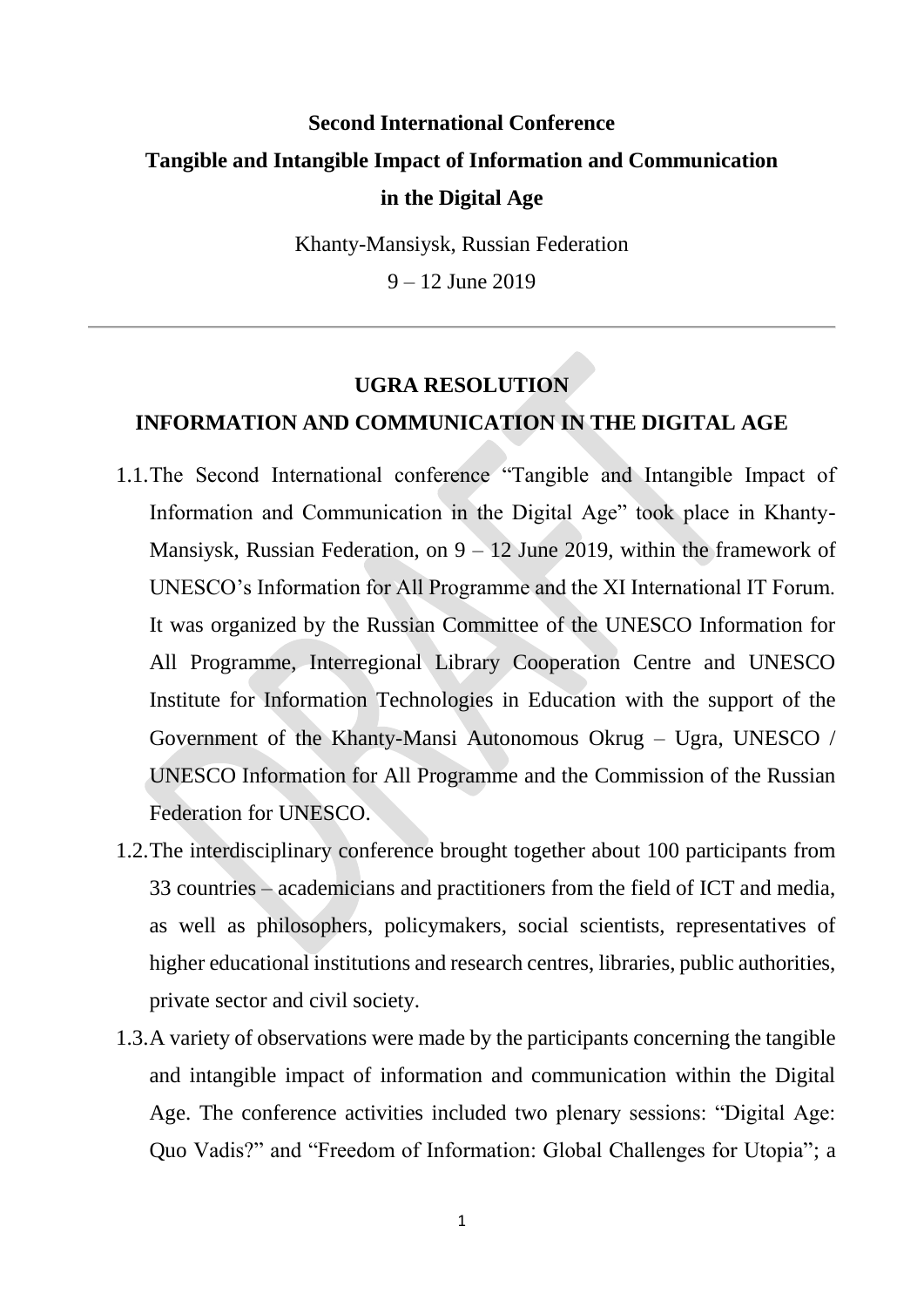**Second International Conference**

**Tangible and Intangible Impact of Information and Communication in the Digital Age**

Khanty-Mansiysk, Russian Federation

9 – 12 June 2019

---

# UGRA RESOLUTION

## INFORMATION AND COMMUNICATION IN THE DIGITAL AGE

1.1. The Second International conference "Tangible and Intangible Impact of Information and Communication in the Digital Age" took place in Khanty-Mansiysk, Russian Federation, on 9 – 12 June 2019, within the framework of UNESCO's Information for All Programme and the XI International IT Forum. It was organized by the Russian Committee of the UNESCO Information for All Programme, Interregional Library Cooperation Centre and UNESCO Institute for Information Technologies in Education with the support of the Government of the Khanty-Mansi Autonomous Okrug – Ugra, UNESCO / UNESCO Information for All Programme and the Commission of the Russian Federation for UNESCO.

1.2. The interdisciplinary conference brought together about 100 participants from 33 countries – academicians and practitioners from the field of ICT and media, as well as philosophers, policymakers, social scientists, representatives of higher educational institutions and research centres, libraries, public authorities, private sector and civil society.

1.3. A variety of observations were made by the participants concerning the tangible and intangible impact of information and communication within the Digital Age. The conference activities included two plenary sessions: "Digital Age: Quo Vadis?" and "Freedom of Information: Global Challenges for Utopia"; a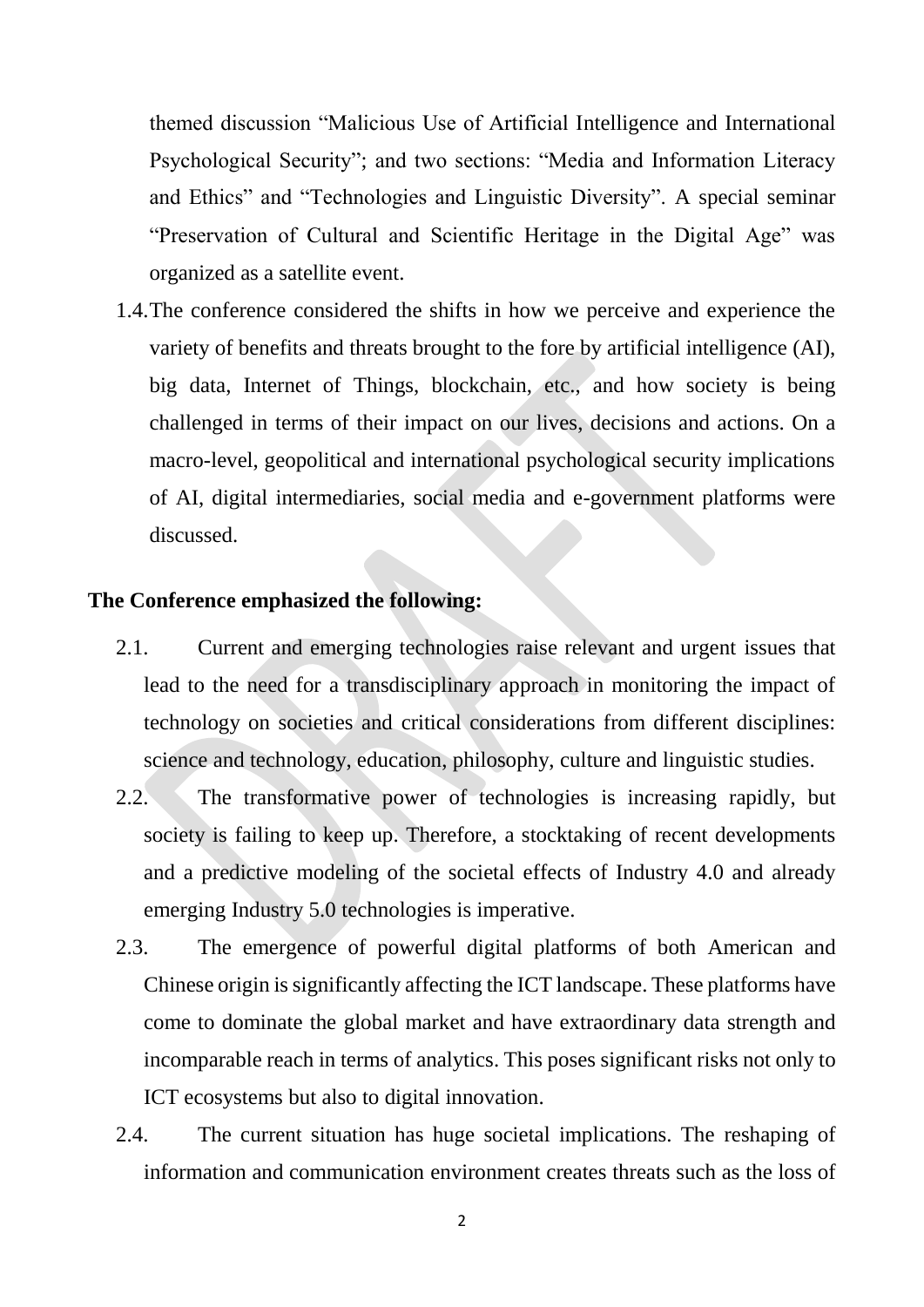themed discussion "Malicious Use of Artificial Intelligence and International Psychological Security"; and two sections: "Media and Information Literacy and Ethics" and "Technologies and Linguistic Diversity". A special seminar "Preservation of Cultural and Scientific Heritage in the Digital Age" was organized as a satellite event.

1.4. The conference considered the shifts in how we perceive and experience the variety of benefits and threats brought to the fore by artificial intelligence (AI), big data, Internet of Things, blockchain, etc., and how society is being challenged in terms of their impact on our lives, decisions and actions. On a macro-level, geopolitical and international psychological security implications of AI, digital intermediaries, social media and e-government platforms were discussed.

**The Conference emphasized the following:**

2.1. Current and emerging technologies raise relevant and urgent issues that lead to the need for a transdisciplinary approach in monitoring the impact of technology on societies and critical considerations from different disciplines: science and technology, education, philosophy, culture and linguistic studies.

2.2. The transformative power of technologies is increasing rapidly, but society is failing to keep up. Therefore, a stocktaking of recent developments and a predictive modeling of the societal effects of Industry 4.0 and already emerging Industry 5.0 technologies is imperative.

2.3. The emergence of powerful digital platforms of both American and Chinese origin is significantly affecting the ICT landscape. These platforms have come to dominate the global market and have extraordinary data strength and incomparable reach in terms of analytics. This poses significant risks not only to ICT ecosystems but also to digital innovation.

2.4. The current situation has huge societal implications. The reshaping of information and communication environment creates threats such as the loss of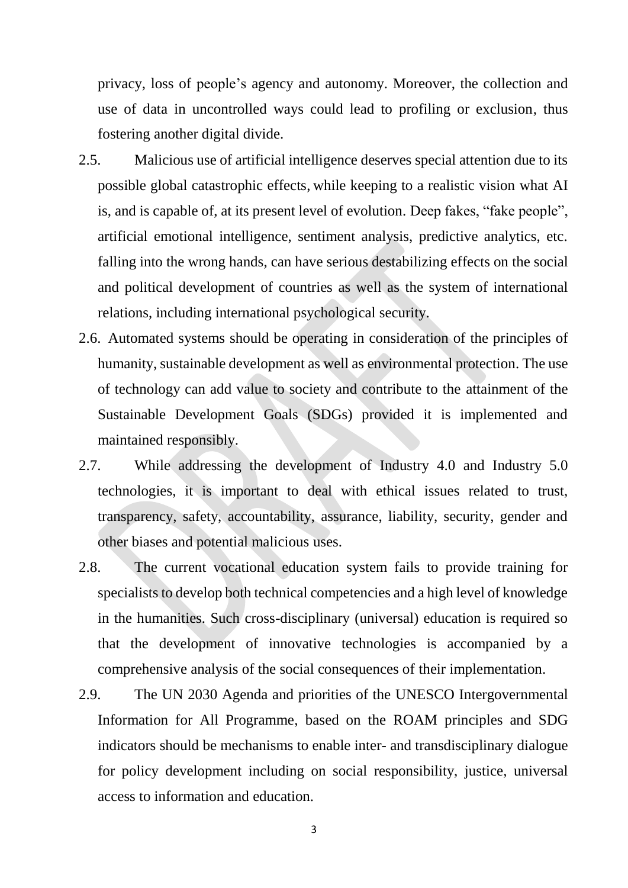privacy, loss of people's agency and autonomy. Moreover, the collection and use of data in uncontrolled ways could lead to profiling or exclusion, thus fostering another digital divide.

2.5. Malicious use of artificial intelligence deserves special attention due to its possible global catastrophic effects, while keeping to a realistic vision what AI is, and is capable of, at its present level of evolution. Deep fakes, "fake people", artificial emotional intelligence, sentiment analysis, predictive analytics, etc. falling into the wrong hands, can have serious destabilizing effects on the social and political development of countries as well as the system of international relations, including international psychological security.

2.6. Automated systems should be operating in consideration of the principles of humanity, sustainable development as well as environmental protection. The use of technology can add value to society and contribute to the attainment of the Sustainable Development Goals (SDGs) provided it is implemented and maintained responsibly.

2.7. While addressing the development of Industry 4.0 and Industry 5.0 technologies, it is important to deal with ethical issues related to trust, transparency, safety, accountability, assurance, liability, security, gender and other biases and potential malicious uses.

2.8. The current vocational education system fails to provide training for specialists to develop both technical competencies and a high level of knowledge in the humanities. Such cross-disciplinary (universal) education is required so that the development of innovative technologies is accompanied by a comprehensive analysis of the social consequences of their implementation.

2.9. The UN 2030 Agenda and priorities of the UNESCO Intergovernmental Information for All Programme, based on the ROAM principles and SDG indicators should be mechanisms to enable inter- and transdisciplinary dialogue for policy development including on social responsibility, justice, universal access to information and education.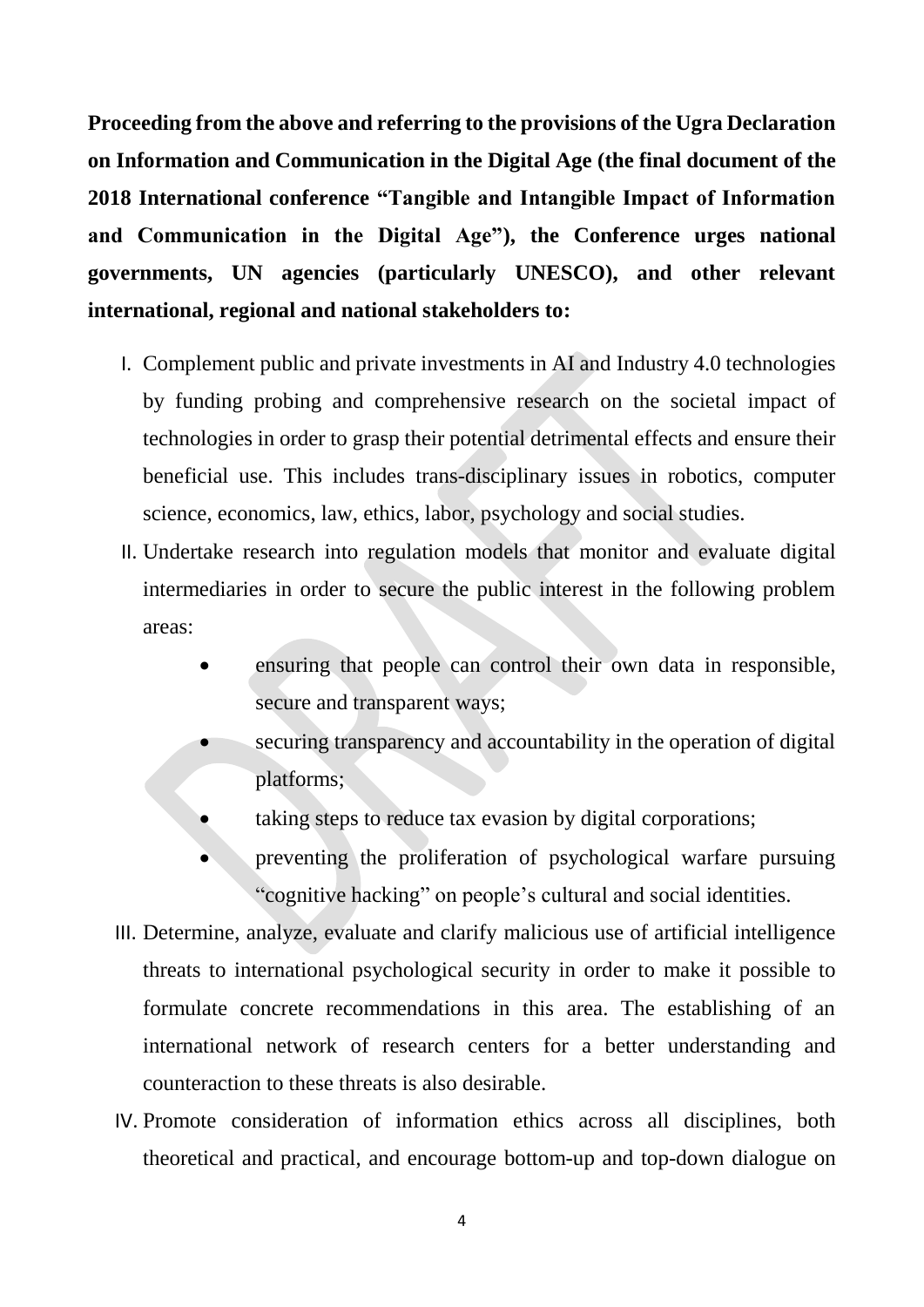**Proceeding from the above and referring to the provisions of the Ugra Declaration on Information and Communication in the Digital Age (the final document of the 2018 International conference "Tangible and Intangible Impact of Information and Communication in the Digital Age"), the Conference urges national governments, UN agencies (particularly UNESCO), and other relevant international, regional and national stakeholders to:**

I. Complement public and private investments in AI and Industry 4.0 technologies by funding probing and comprehensive research on the societal impact of technologies in order to grasp their potential detrimental effects and ensure their beneficial use. This includes trans-disciplinary issues in robotics, computer science, economics, law, ethics, labor, psychology and social studies.

II. Undertake research into regulation models that monitor and evaluate digital intermediaries in order to secure the public interest in the following problem areas:
   - ensuring that people can control their own data in responsible, secure and transparent ways;
   - securing transparency and accountability in the operation of digital platforms;
   - taking steps to reduce tax evasion by digital corporations;
   - preventing the proliferation of psychological warfare pursuing "cognitive hacking" on people's cultural and social identities.

III. Determine, analyze, evaluate and clarify malicious use of artificial intelligence threats to international psychological security in order to make it possible to formulate concrete recommendations in this area. The establishing of an international network of research centers for a better understanding and counteraction to these threats is also desirable.

IV. Promote consideration of information ethics across all disciplines, both theoretical and practical, and encourage bottom-up and top-down dialogue on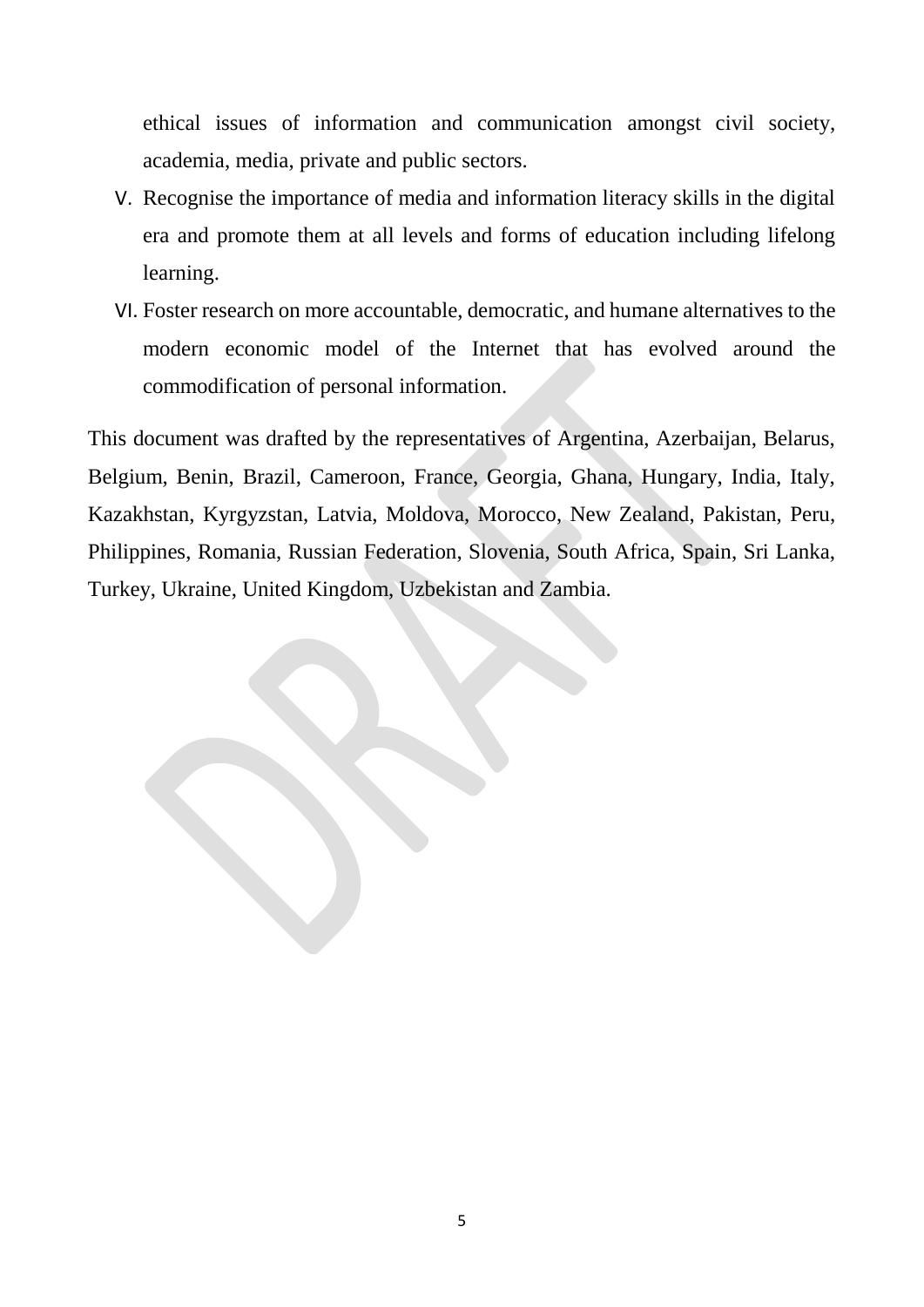ethical issues of information and communication amongst civil society, academia, media, private and public sectors.

V. Recognise the importance of media and information literacy skills in the digital era and promote them at all levels and forms of education including lifelong learning.

VI. Foster research on more accountable, democratic, and humane alternatives to the modern economic model of the Internet that has evolved around the commodification of personal information.

This document was drafted by the representatives of Argentina, Azerbaijan, Belarus, Belgium, Benin, Brazil, Cameroon, France, Georgia, Ghana, Hungary, India, Italy, Kazakhstan, Kyrgyzstan, Latvia, Moldova, Morocco, New Zealand, Pakistan, Peru, Philippines, Romania, Russian Federation, Slovenia, South Africa, Spain, Sri Lanka, Turkey, Ukraine, United Kingdom, Uzbekistan and Zambia.